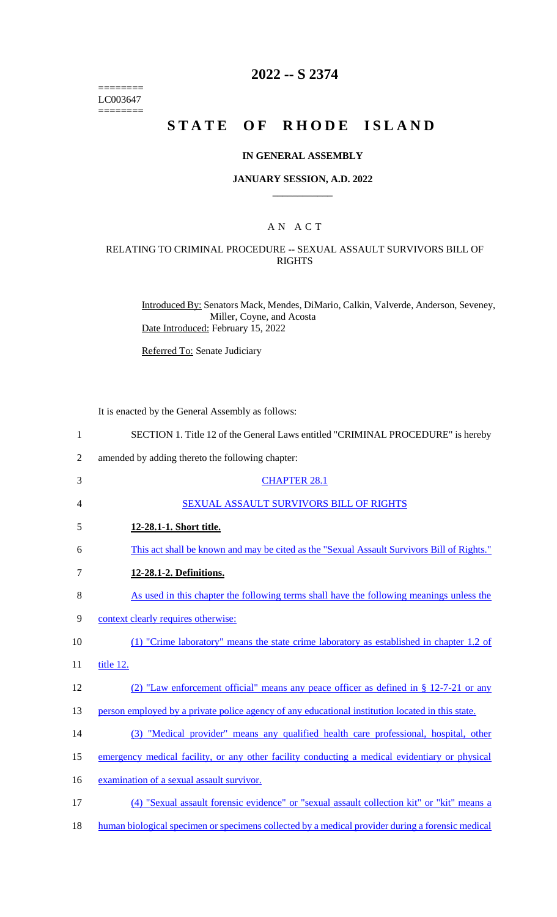========
LC003647
========

# 2022 -- S 2374

# STATE OF RHODE ISLAND

## IN GENERAL ASSEMBLY

### JANUARY SESSION, A.D. 2022

## A N A C T

### RELATING TO CRIMINAL PROCEDURE -- SEXUAL ASSAULT SURVIVORS BILL OF RIGHTS

Introduced By: Senators Mack, Mendes, DiMario, Calkin, Valverde, Anderson, Seveney, Miller, Coyne, and Acosta

Date Introduced: February 15, 2022

Referred To: Senate Judiciary

It is enacted by the General Assembly as follows:

1 SECTION 1. Title 12 of the General Laws entitled "CRIMINAL PROCEDURE" is hereby
2 amended by adding thereto the following chapter:

3 CHAPTER 28.1

4 SEXUAL ASSAULT SURVIVORS BILL OF RIGHTS

5 **12-28.1-1. Short title.**

6 This act shall be known and may be cited as the "Sexual Assault Survivors Bill of Rights."

7 **12-28.1-2. Definitions.**

8 As used in this chapter the following terms shall have the following meanings unless the
9 context clearly requires otherwise:

10 (1) "Crime laboratory" means the state crime laboratory as established in chapter 1.2 of
11 title 12.

12 (2) "Law enforcement official" means any peace officer as defined in § 12-7-21 or any
13 person employed by a private police agency of any educational institution located in this state.

14 (3) "Medical provider" means any qualified health care professional, hospital, other
15 emergency medical facility, or any other facility conducting a medical evidentiary or physical
16 examination of a sexual assault survivor.

17 (4) "Sexual assault forensic evidence" or "sexual assault collection kit" or "kit" means a
18 human biological specimen or specimens collected by a medical provider during a forensic medical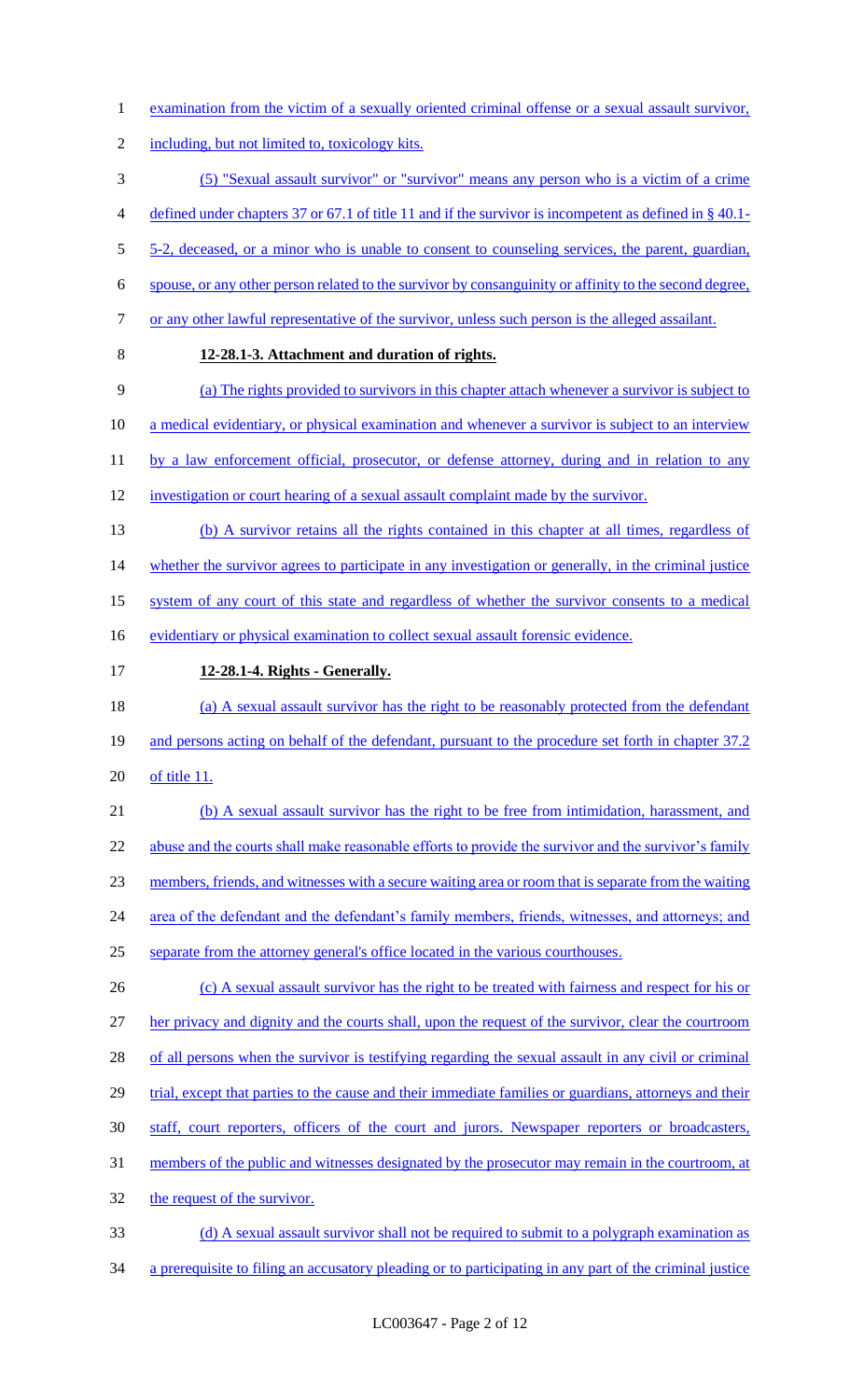examination from the victim of a sexually oriented criminal offense or a sexual assault survivor, including, but not limited to, toxicology kits.

(5) "Sexual assault survivor" or "survivor" means any person who is a victim of a crime defined under chapters 37 or 67.1 of title 11 and if the survivor is incompetent as defined in § 40.1-5-2, deceased, or a minor who is unable to consent to counseling services, the parent, guardian, spouse, or any other person related to the survivor by consanguinity or affinity to the second degree, or any other lawful representative of the survivor, unless such person is the alleged assailant.

**12-28.1-3. Attachment and duration of rights.**

(a) The rights provided to survivors in this chapter attach whenever a survivor is subject to a medical evidentiary, or physical examination and whenever a survivor is subject to an interview by a law enforcement official, prosecutor, or defense attorney, during and in relation to any investigation or court hearing of a sexual assault complaint made by the survivor.

(b) A survivor retains all the rights contained in this chapter at all times, regardless of whether the survivor agrees to participate in any investigation or generally, in the criminal justice system of any court of this state and regardless of whether the survivor consents to a medical evidentiary or physical examination to collect sexual assault forensic evidence.

**12-28.1-4. Rights - Generally.**

(a) A sexual assault survivor has the right to be reasonably protected from the defendant and persons acting on behalf of the defendant, pursuant to the procedure set forth in chapter 37.2 of title 11.

(b) A sexual assault survivor has the right to be free from intimidation, harassment, and abuse and the courts shall make reasonable efforts to provide the survivor and the survivor's family members, friends, and witnesses with a secure waiting area or room that is separate from the waiting area of the defendant and the defendant's family members, friends, witnesses, and attorneys; and separate from the attorney general's office located in the various courthouses.

(c) A sexual assault survivor has the right to be treated with fairness and respect for his or her privacy and dignity and the courts shall, upon the request of the survivor, clear the courtroom of all persons when the survivor is testifying regarding the sexual assault in any civil or criminal trial, except that parties to the cause and their immediate families or guardians, attorneys and their staff, court reporters, officers of the court and jurors. Newspaper reporters or broadcasters, members of the public and witnesses designated by the prosecutor may remain in the courtroom, at the request of the survivor.

(d) A sexual assault survivor shall not be required to submit to a polygraph examination as a prerequisite to filing an accusatory pleading or to participating in any part of the criminal justice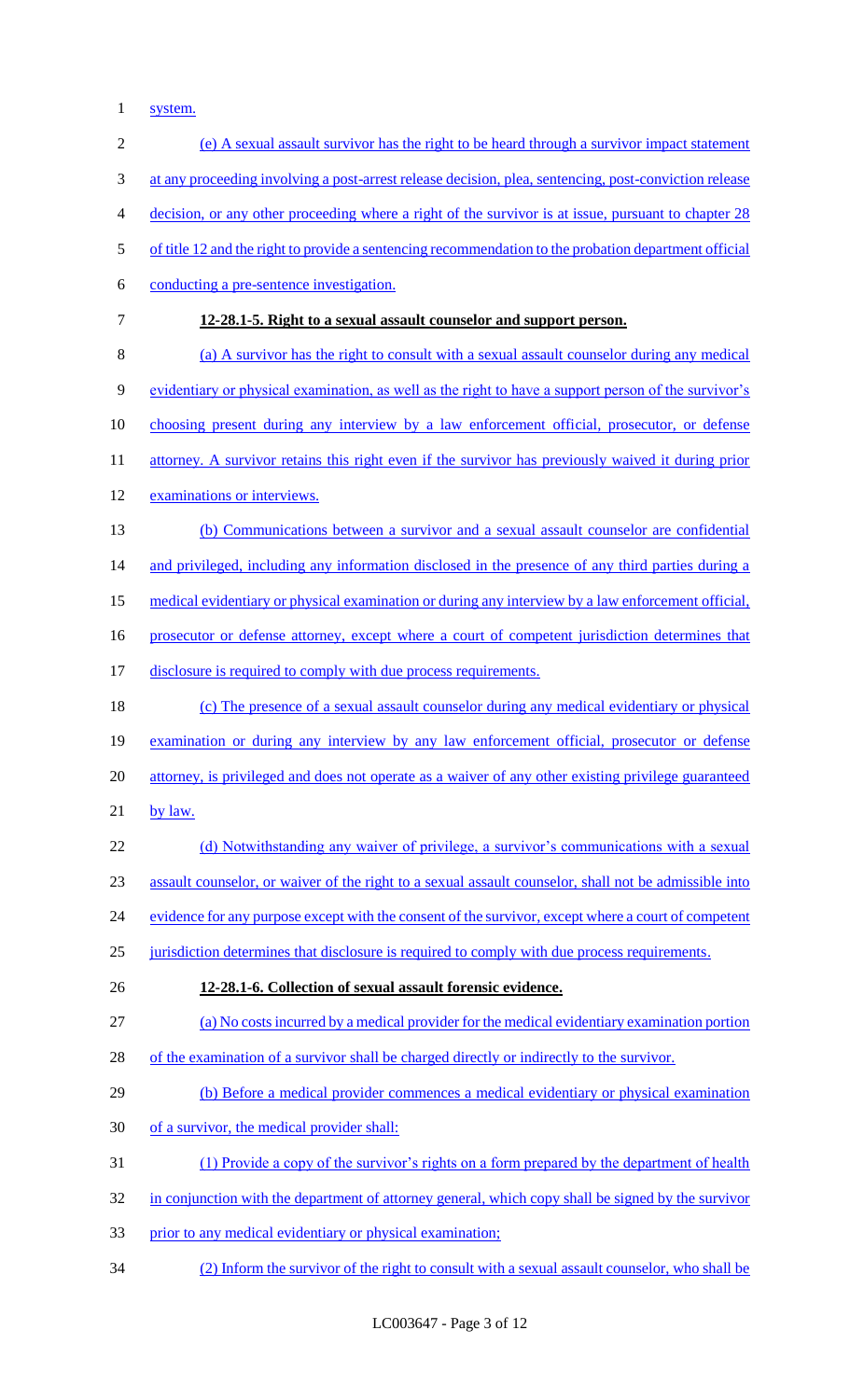system.

(e) A sexual assault survivor has the right to be heard through a survivor impact statement at any proceeding involving a post-arrest release decision, plea, sentencing, post-conviction release decision, or any other proceeding where a right of the survivor is at issue, pursuant to chapter 28 of title 12 and the right to provide a sentencing recommendation to the probation department official conducting a pre-sentence investigation.

**12-28.1-5. Right to a sexual assault counselor and support person.**

(a) A survivor has the right to consult with a sexual assault counselor during any medical evidentiary or physical examination, as well as the right to have a support person of the survivor's choosing present during any interview by a law enforcement official, prosecutor, or defense attorney. A survivor retains this right even if the survivor has previously waived it during prior examinations or interviews.

(b) Communications between a survivor and a sexual assault counselor are confidential and privileged, including any information disclosed in the presence of any third parties during a medical evidentiary or physical examination or during any interview by a law enforcement official, prosecutor or defense attorney, except where a court of competent jurisdiction determines that disclosure is required to comply with due process requirements.

(c) The presence of a sexual assault counselor during any medical evidentiary or physical examination or during any interview by any law enforcement official, prosecutor or defense attorney, is privileged and does not operate as a waiver of any other existing privilege guaranteed by law.

(d) Notwithstanding any waiver of privilege, a survivor's communications with a sexual assault counselor, or waiver of the right to a sexual assault counselor, shall not be admissible into evidence for any purpose except with the consent of the survivor, except where a court of competent jurisdiction determines that disclosure is required to comply with due process requirements.

**12-28.1-6. Collection of sexual assault forensic evidence.**

(a) No costs incurred by a medical provider for the medical evidentiary examination portion of the examination of a survivor shall be charged directly or indirectly to the survivor.

(b) Before a medical provider commences a medical evidentiary or physical examination of a survivor, the medical provider shall:

(1) Provide a copy of the survivor's rights on a form prepared by the department of health in conjunction with the department of attorney general, which copy shall be signed by the survivor prior to any medical evidentiary or physical examination;

(2) Inform the survivor of the right to consult with a sexual assault counselor, who shall be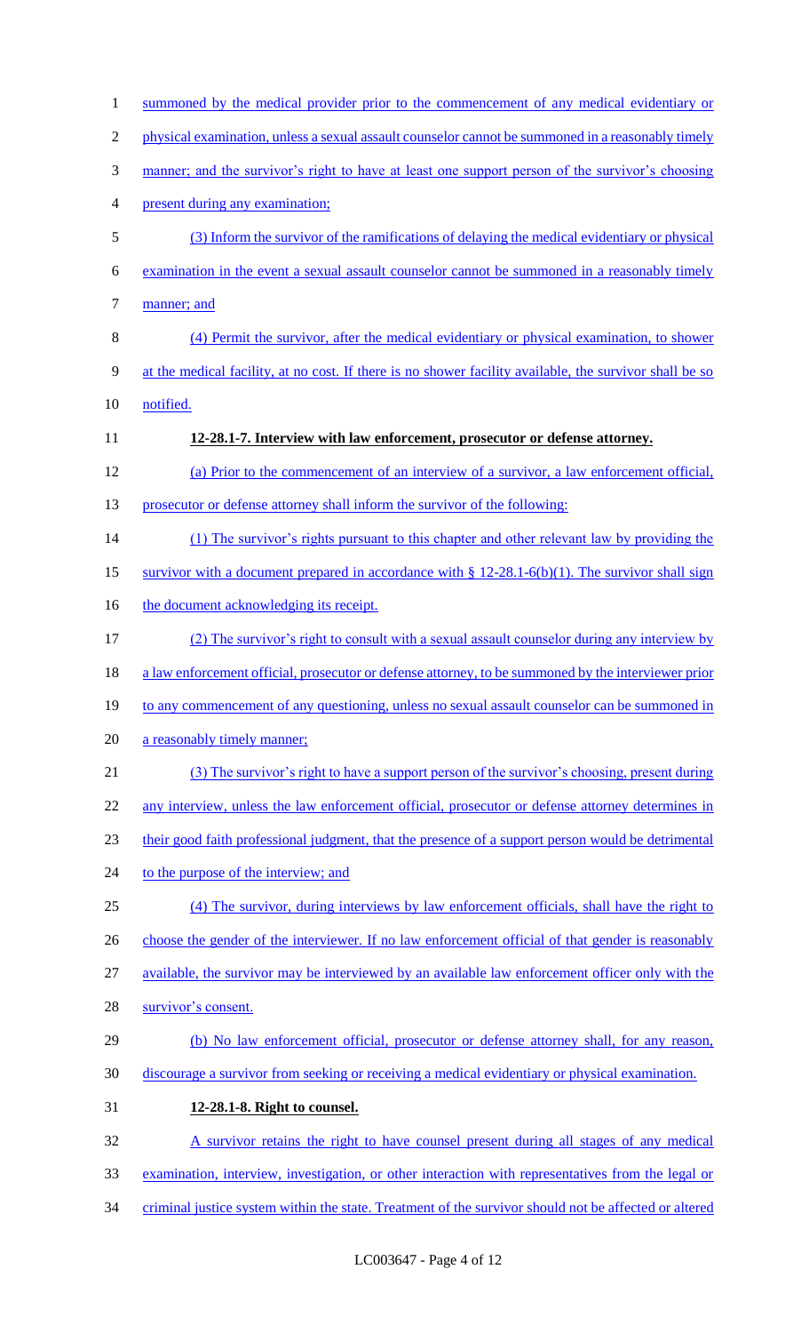summoned by the medical provider prior to the commencement of any medical evidentiary or physical examination, unless a sexual assault counselor cannot be summoned in a reasonably timely manner; and the survivor's right to have at least one support person of the survivor's choosing present during any examination;

(3) Inform the survivor of the ramifications of delaying the medical evidentiary or physical examination in the event a sexual assault counselor cannot be summoned in a reasonably timely manner; and

(4) Permit the survivor, after the medical evidentiary or physical examination, to shower at the medical facility, at no cost. If there is no shower facility available, the survivor shall be so notified.

**12-28.1-7. Interview with law enforcement, prosecutor or defense attorney.**

(a) Prior to the commencement of an interview of a survivor, a law enforcement official, prosecutor or defense attorney shall inform the survivor of the following:

(1) The survivor's rights pursuant to this chapter and other relevant law by providing the survivor with a document prepared in accordance with § 12-28.1-6(b)(1). The survivor shall sign the document acknowledging its receipt.

(2) The survivor's right to consult with a sexual assault counselor during any interview by a law enforcement official, prosecutor or defense attorney, to be summoned by the interviewer prior to any commencement of any questioning, unless no sexual assault counselor can be summoned in a reasonably timely manner;

(3) The survivor's right to have a support person of the survivor's choosing, present during any interview, unless the law enforcement official, prosecutor or defense attorney determines in their good faith professional judgment, that the presence of a support person would be detrimental to the purpose of the interview; and

(4) The survivor, during interviews by law enforcement officials, shall have the right to choose the gender of the interviewer. If no law enforcement official of that gender is reasonably available, the survivor may be interviewed by an available law enforcement officer only with the survivor's consent.

(b) No law enforcement official, prosecutor or defense attorney shall, for any reason, discourage a survivor from seeking or receiving a medical evidentiary or physical examination.

**12-28.1-8. Right to counsel.**

A survivor retains the right to have counsel present during all stages of any medical examination, interview, investigation, or other interaction with representatives from the legal or criminal justice system within the state. Treatment of the survivor should not be affected or altered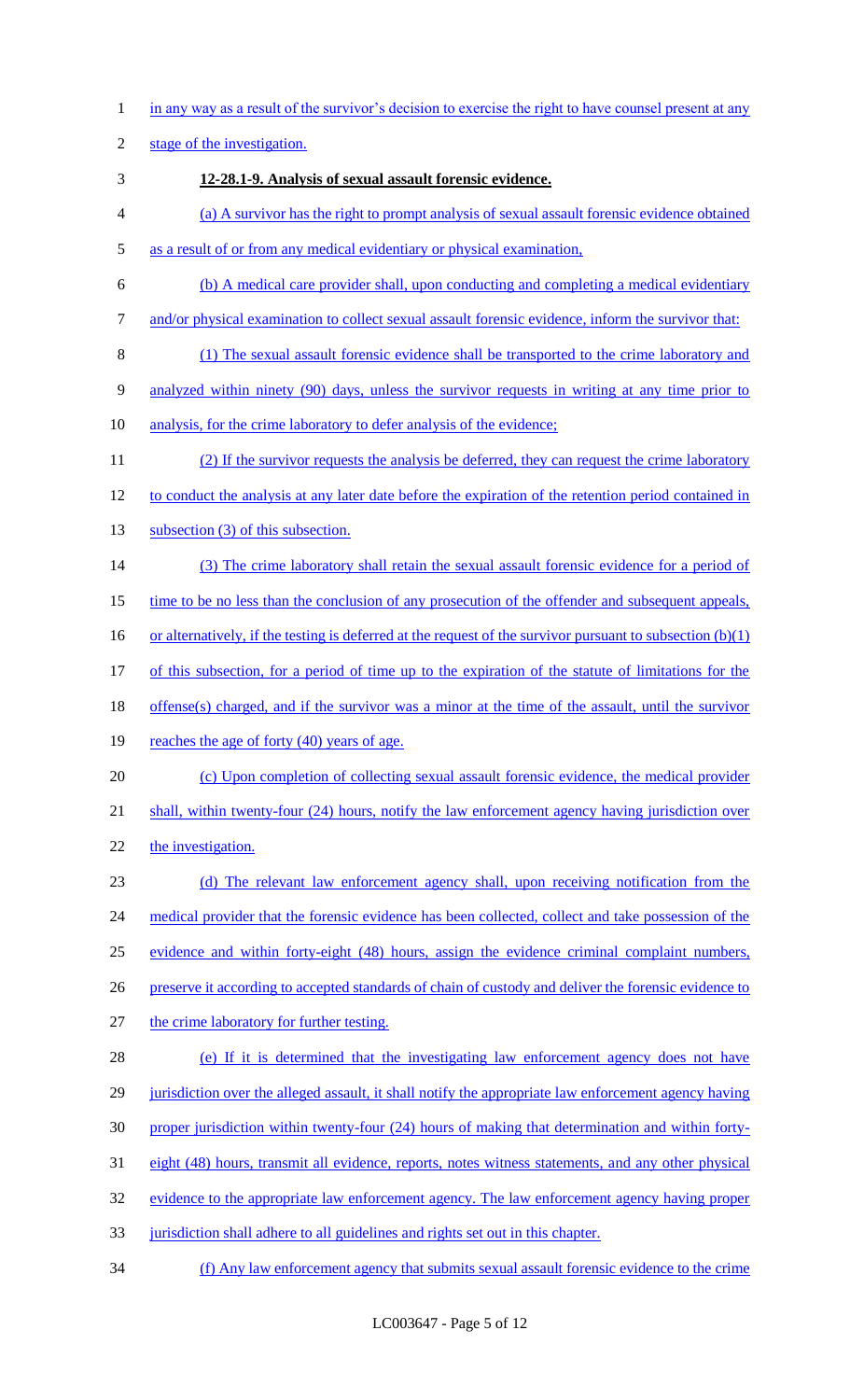in any way as a result of the survivor's decision to exercise the right to have counsel present at any stage of the investigation.

**12-28.1-9. Analysis of sexual assault forensic evidence.**

(a) A survivor has the right to prompt analysis of sexual assault forensic evidence obtained as a result of or from any medical evidentiary or physical examination,

(b) A medical care provider shall, upon conducting and completing a medical evidentiary and/or physical examination to collect sexual assault forensic evidence, inform the survivor that:

(1) The sexual assault forensic evidence shall be transported to the crime laboratory and analyzed within ninety (90) days, unless the survivor requests in writing at any time prior to analysis, for the crime laboratory to defer analysis of the evidence;

(2) If the survivor requests the analysis be deferred, they can request the crime laboratory to conduct the analysis at any later date before the expiration of the retention period contained in subsection (3) of this subsection.

(3) The crime laboratory shall retain the sexual assault forensic evidence for a period of time to be no less than the conclusion of any prosecution of the offender and subsequent appeals, or alternatively, if the testing is deferred at the request of the survivor pursuant to subsection (b)(1) of this subsection, for a period of time up to the expiration of the statute of limitations for the offense(s) charged, and if the survivor was a minor at the time of the assault, until the survivor reaches the age of forty (40) years of age.

(c) Upon completion of collecting sexual assault forensic evidence, the medical provider shall, within twenty-four (24) hours, notify the law enforcement agency having jurisdiction over the investigation.

(d) The relevant law enforcement agency shall, upon receiving notification from the medical provider that the forensic evidence has been collected, collect and take possession of the evidence and within forty-eight (48) hours, assign the evidence criminal complaint numbers, preserve it according to accepted standards of chain of custody and deliver the forensic evidence to the crime laboratory for further testing.

(e) If it is determined that the investigating law enforcement agency does not have jurisdiction over the alleged assault, it shall notify the appropriate law enforcement agency having proper jurisdiction within twenty-four (24) hours of making that determination and within forty-eight (48) hours, transmit all evidence, reports, notes witness statements, and any other physical evidence to the appropriate law enforcement agency. The law enforcement agency having proper jurisdiction shall adhere to all guidelines and rights set out in this chapter.

(f) Any law enforcement agency that submits sexual assault forensic evidence to the crime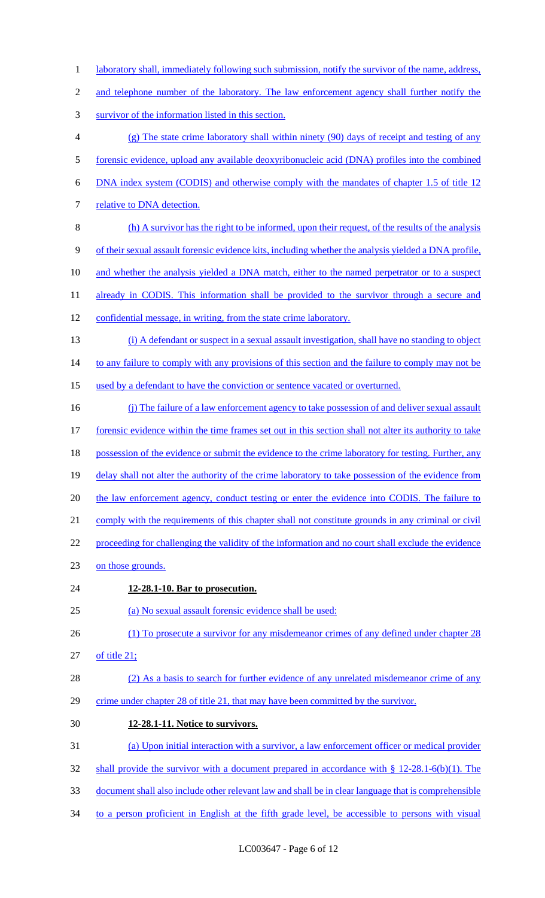laboratory shall, immediately following such submission, notify the survivor of the name, address, and telephone number of the laboratory. The law enforcement agency shall further notify the survivor of the information listed in this section.

(g) The state crime laboratory shall within ninety (90) days of receipt and testing of any forensic evidence, upload any available deoxyribonucleic acid (DNA) profiles into the combined DNA index system (CODIS) and otherwise comply with the mandates of chapter 1.5 of title 12 relative to DNA detection.

(h) A survivor has the right to be informed, upon their request, of the results of the analysis of their sexual assault forensic evidence kits, including whether the analysis yielded a DNA profile, and whether the analysis yielded a DNA match, either to the named perpetrator or to a suspect already in CODIS. This information shall be provided to the survivor through a secure and confidential message, in writing, from the state crime laboratory.

(i) A defendant or suspect in a sexual assault investigation, shall have no standing to object to any failure to comply with any provisions of this section and the failure to comply may not be used by a defendant to have the conviction or sentence vacated or overturned.

(j) The failure of a law enforcement agency to take possession of and deliver sexual assault forensic evidence within the time frames set out in this section shall not alter its authority to take possession of the evidence or submit the evidence to the crime laboratory for testing. Further, any delay shall not alter the authority of the crime laboratory to take possession of the evidence from the law enforcement agency, conduct testing or enter the evidence into CODIS. The failure to comply with the requirements of this chapter shall not constitute grounds in any criminal or civil proceeding for challenging the validity of the information and no court shall exclude the evidence on those grounds.

**12-28.1-10. Bar to prosecution.**

(a) No sexual assault forensic evidence shall be used:

(1) To prosecute a survivor for any misdemeanor crimes of any defined under chapter 28 of title 21;

(2) As a basis to search for further evidence of any unrelated misdemeanor crime of any crime under chapter 28 of title 21, that may have been committed by the survivor.

**12-28.1-11. Notice to survivors.**

(a) Upon initial interaction with a survivor, a law enforcement officer or medical provider shall provide the survivor with a document prepared in accordance with § 12-28.1-6(b)(1). The document shall also include other relevant law and shall be in clear language that is comprehensible to a person proficient in English at the fifth grade level, be accessible to persons with visual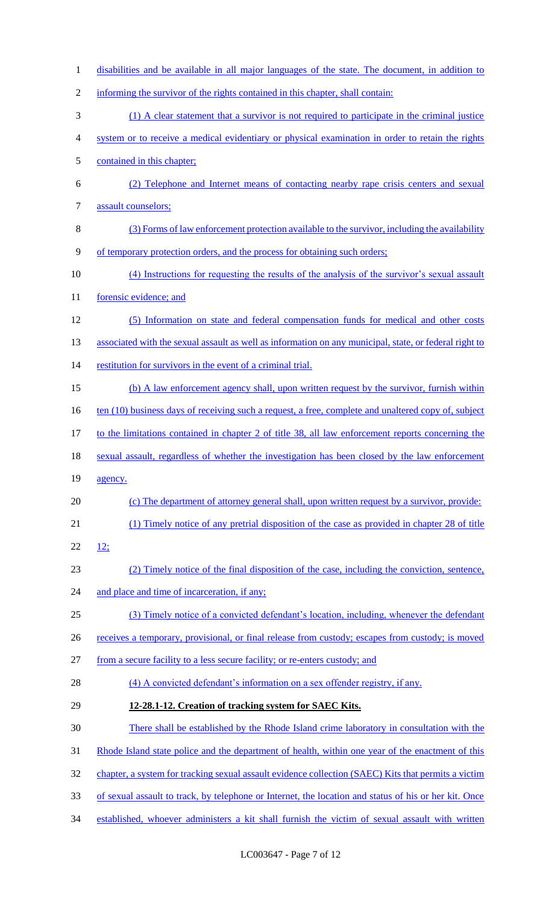disabilities and be available in all major languages of the state. The document, in addition to informing the survivor of the rights contained in this chapter, shall contain:

(1) A clear statement that a survivor is not required to participate in the criminal justice system or to receive a medical evidentiary or physical examination in order to retain the rights contained in this chapter;

(2) Telephone and Internet means of contacting nearby rape crisis centers and sexual assault counselors;

(3) Forms of law enforcement protection available to the survivor, including the availability of temporary protection orders, and the process for obtaining such orders;

(4) Instructions for requesting the results of the analysis of the survivor's sexual assault forensic evidence; and

(5) Information on state and federal compensation funds for medical and other costs associated with the sexual assault as well as information on any municipal, state, or federal right to restitution for survivors in the event of a criminal trial.

(b) A law enforcement agency shall, upon written request by the survivor, furnish within ten (10) business days of receiving such a request, a free, complete and unaltered copy of, subject to the limitations contained in chapter 2 of title 38, all law enforcement reports concerning the sexual assault, regardless of whether the investigation has been closed by the law enforcement agency.

(c) The department of attorney general shall, upon written request by a survivor, provide:

(1) Timely notice of any pretrial disposition of the case as provided in chapter 28 of title 12;

(2) Timely notice of the final disposition of the case, including the conviction, sentence, and place and time of incarceration, if any;

(3) Timely notice of a convicted defendant's location, including, whenever the defendant receives a temporary, provisional, or final release from custody; escapes from custody; is moved from a secure facility to a less secure facility; or re-enters custody; and

(4) A convicted defendant's information on a sex offender registry, if any.

**12-28.1-12. Creation of tracking system for SAEC Kits.**

There shall be established by the Rhode Island crime laboratory in consultation with the Rhode Island state police and the department of health, within one year of the enactment of this chapter, a system for tracking sexual assault evidence collection (SAEC) Kits that permits a victim of sexual assault to track, by telephone or Internet, the location and status of his or her kit. Once established, whoever administers a kit shall furnish the victim of sexual assault with written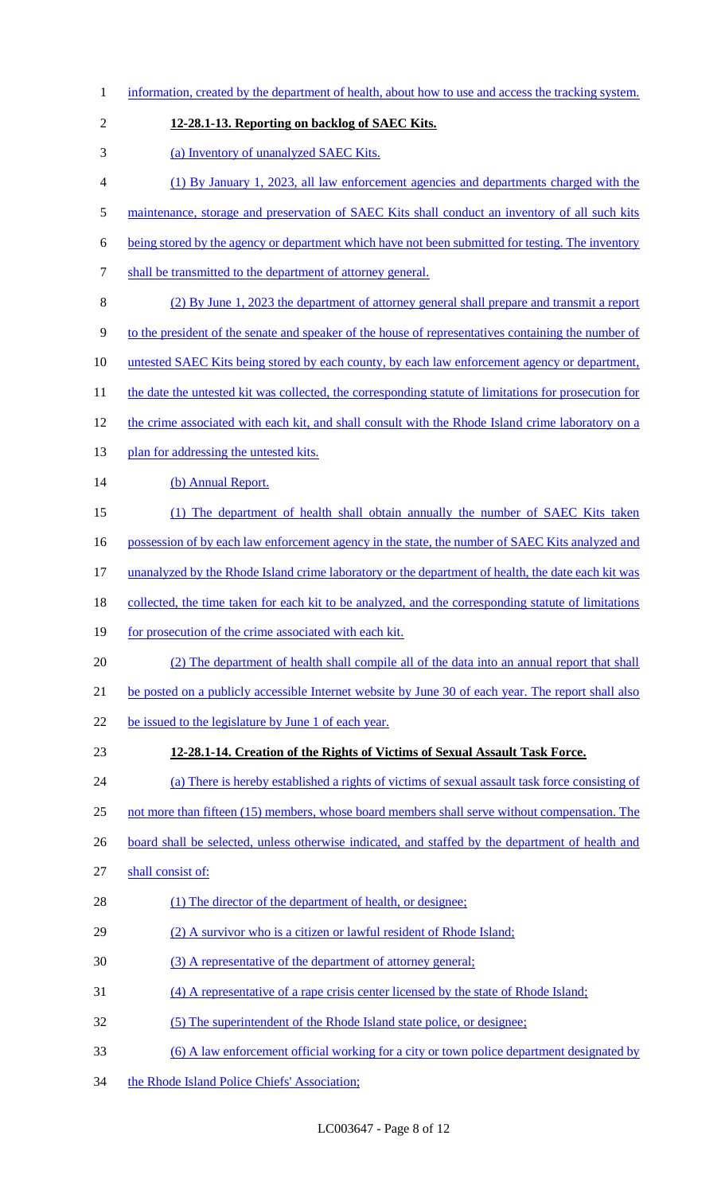information, created by the department of health, about how to use and access the tracking system.

**12-28.1-13. Reporting on backlog of SAEC Kits.**

(a) Inventory of unanalyzed SAEC Kits.

(1) By January 1, 2023, all law enforcement agencies and departments charged with the maintenance, storage and preservation of SAEC Kits shall conduct an inventory of all such kits being stored by the agency or department which have not been submitted for testing. The inventory shall be transmitted to the department of attorney general.

(2) By June 1, 2023 the department of attorney general shall prepare and transmit a report to the president of the senate and speaker of the house of representatives containing the number of untested SAEC Kits being stored by each county, by each law enforcement agency or department, the date the untested kit was collected, the corresponding statute of limitations for prosecution for the crime associated with each kit, and shall consult with the Rhode Island crime laboratory on a plan for addressing the untested kits.

(b) Annual Report.

(1) The department of health shall obtain annually the number of SAEC Kits taken possession of by each law enforcement agency in the state, the number of SAEC Kits analyzed and unanalyzed by the Rhode Island crime laboratory or the department of health, the date each kit was collected, the time taken for each kit to be analyzed, and the corresponding statute of limitations for prosecution of the crime associated with each kit.

(2) The department of health shall compile all of the data into an annual report that shall be posted on a publicly accessible Internet website by June 30 of each year. The report shall also be issued to the legislature by June 1 of each year.

**12-28.1-14. Creation of the Rights of Victims of Sexual Assault Task Force.**

(a) There is hereby established a rights of victims of sexual assault task force consisting of not more than fifteen (15) members, whose board members shall serve without compensation. The board shall be selected, unless otherwise indicated, and staffed by the department of health and shall consist of:

(1) The director of the department of health, or designee;

(2) A survivor who is a citizen or lawful resident of Rhode Island;

(3) A representative of the department of attorney general;

(4) A representative of a rape crisis center licensed by the state of Rhode Island;

(5) The superintendent of the Rhode Island state police, or designee;

(6) A law enforcement official working for a city or town police department designated by the Rhode Island Police Chiefs' Association;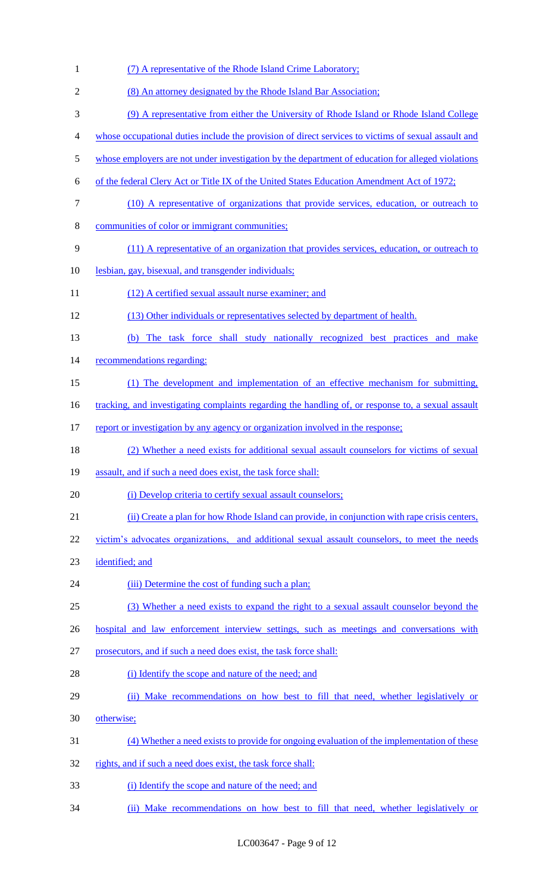(7) A representative of the Rhode Island Crime Laboratory;

(8) An attorney designated by the Rhode Island Bar Association;

(9) A representative from either the University of Rhode Island or Rhode Island College whose occupational duties include the provision of direct services to victims of sexual assault and whose employers are not under investigation by the department of education for alleged violations of the federal Clery Act or Title IX of the United States Education Amendment Act of 1972;

(10) A representative of organizations that provide services, education, or outreach to communities of color or immigrant communities;

(11) A representative of an organization that provides services, education, or outreach to lesbian, gay, bisexual, and transgender individuals;

(12) A certified sexual assault nurse examiner; and

(13) Other individuals or representatives selected by department of health.

(b) The task force shall study nationally recognized best practices and make recommendations regarding:

(1) The development and implementation of an effective mechanism for submitting, tracking, and investigating complaints regarding the handling of, or response to, a sexual assault report or investigation by any agency or organization involved in the response;

(2) Whether a need exists for additional sexual assault counselors for victims of sexual assault, and if such a need does exist, the task force shall:

(i) Develop criteria to certify sexual assault counselors;

(ii) Create a plan for how Rhode Island can provide, in conjunction with rape crisis centers, victim's advocates organizations, and additional sexual assault counselors, to meet the needs identified; and

(iii) Determine the cost of funding such a plan;

(3) Whether a need exists to expand the right to a sexual assault counselor beyond the hospital and law enforcement interview settings, such as meetings and conversations with prosecutors, and if such a need does exist, the task force shall:

(i) Identify the scope and nature of the need; and

(ii) Make recommendations on how best to fill that need, whether legislatively or otherwise;

(4) Whether a need exists to provide for ongoing evaluation of the implementation of these rights, and if such a need does exist, the task force shall:

(i) Identify the scope and nature of the need; and

(ii) Make recommendations on how best to fill that need, whether legislatively or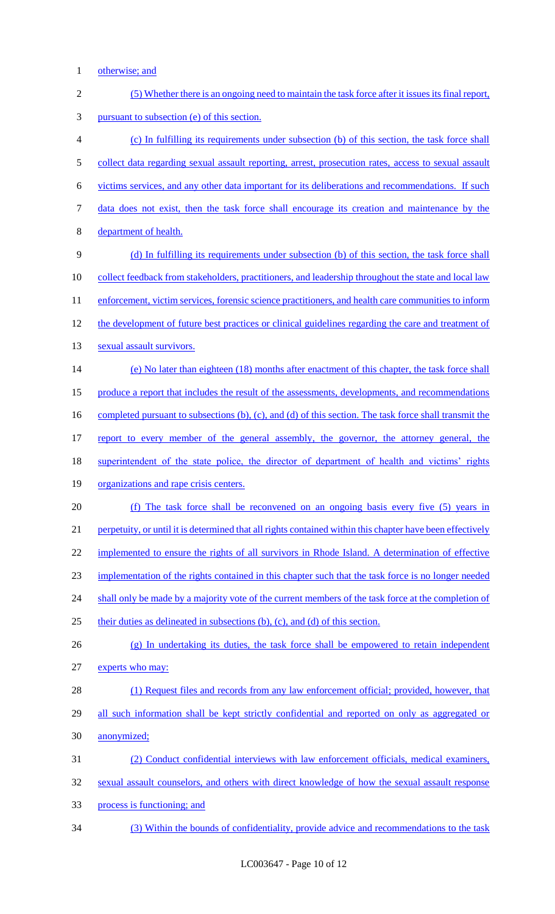otherwise; and

(5) Whether there is an ongoing need to maintain the task force after it issues its final report, pursuant to subsection (e) of this section.

(c) In fulfilling its requirements under subsection (b) of this section, the task force shall collect data regarding sexual assault reporting, arrest, prosecution rates, access to sexual assault victims services, and any other data important for its deliberations and recommendations. If such data does not exist, then the task force shall encourage its creation and maintenance by the department of health.

(d) In fulfilling its requirements under subsection (b) of this section, the task force shall collect feedback from stakeholders, practitioners, and leadership throughout the state and local law enforcement, victim services, forensic science practitioners, and health care communities to inform the development of future best practices or clinical guidelines regarding the care and treatment of sexual assault survivors.

(e) No later than eighteen (18) months after enactment of this chapter, the task force shall produce a report that includes the result of the assessments, developments, and recommendations completed pursuant to subsections (b), (c), and (d) of this section. The task force shall transmit the report to every member of the general assembly, the governor, the attorney general, the superintendent of the state police, the director of department of health and victims' rights organizations and rape crisis centers.

(f) The task force shall be reconvened on an ongoing basis every five (5) years in perpetuity, or until it is determined that all rights contained within this chapter have been effectively implemented to ensure the rights of all survivors in Rhode Island. A determination of effective implementation of the rights contained in this chapter such that the task force is no longer needed shall only be made by a majority vote of the current members of the task force at the completion of their duties as delineated in subsections (b), (c), and (d) of this section.

(g) In undertaking its duties, the task force shall be empowered to retain independent experts who may:

(1) Request files and records from any law enforcement official; provided, however, that all such information shall be kept strictly confidential and reported on only as aggregated or anonymized;

(2) Conduct confidential interviews with law enforcement officials, medical examiners, sexual assault counselors, and others with direct knowledge of how the sexual assault response process is functioning; and

(3) Within the bounds of confidentiality, provide advice and recommendations to the task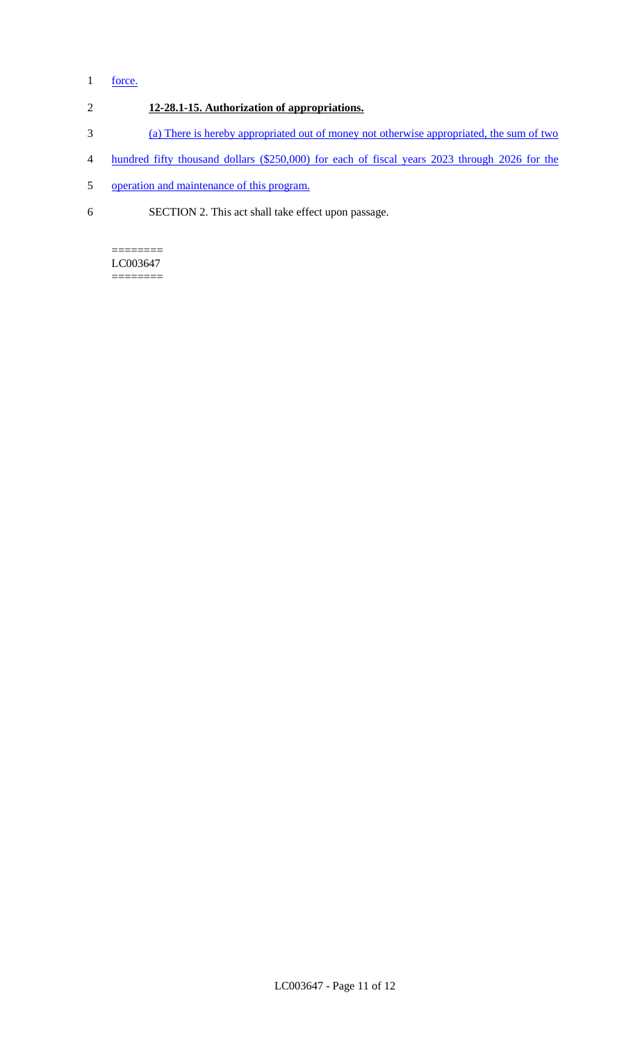force.

**12-28.1-15. Authorization of appropriations.**

(a) There is hereby appropriated out of money not otherwise appropriated, the sum of two hundred fifty thousand dollars ($250,000) for each of fiscal years 2023 through 2026 for the operation and maintenance of this program.

SECTION 2. This act shall take effect upon passage.

========
LC003647
========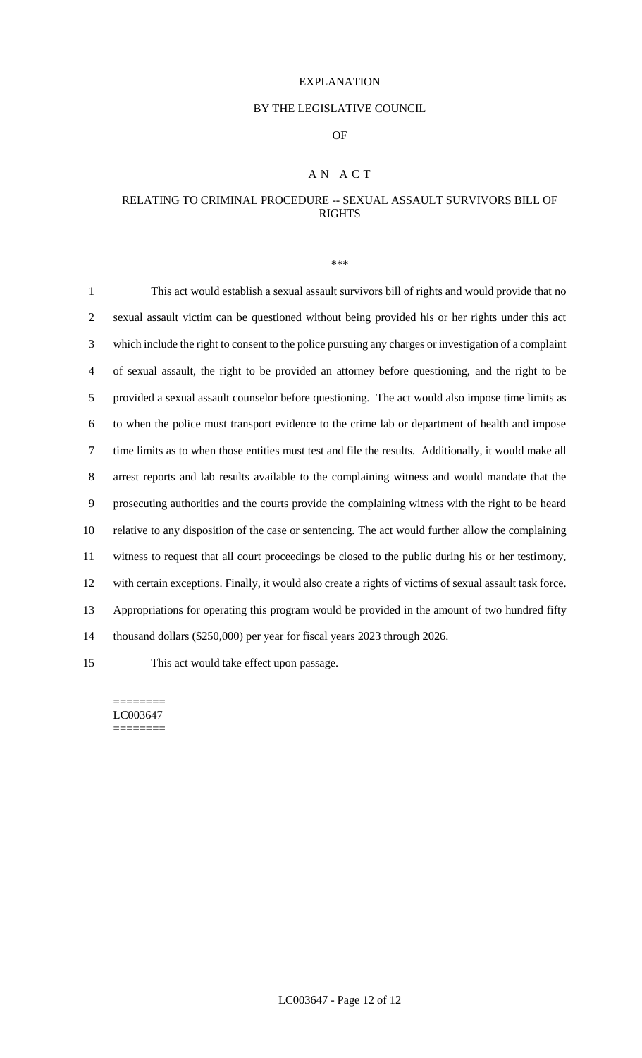EXPLANATION

BY THE LEGISLATIVE COUNCIL

OF

A N A C T

RELATING TO CRIMINAL PROCEDURE -- SEXUAL ASSAULT SURVIVORS BILL OF RIGHTS

***

This act would establish a sexual assault survivors bill of rights and would provide that no sexual assault victim can be questioned without being provided his or her rights under this act which include the right to consent to the police pursuing any charges or investigation of a complaint of sexual assault, the right to be provided an attorney before questioning, and the right to be provided a sexual assault counselor before questioning. The act would also impose time limits as to when the police must transport evidence to the crime lab or department of health and impose time limits as to when those entities must test and file the results. Additionally, it would make all arrest reports and lab results available to the complaining witness and would mandate that the prosecuting authorities and the courts provide the complaining witness with the right to be heard relative to any disposition of the case or sentencing. The act would further allow the complaining witness to request that all court proceedings be closed to the public during his or her testimony, with certain exceptions. Finally, it would also create a rights of victims of sexual assault task force. Appropriations for operating this program would be provided in the amount of two hundred fifty thousand dollars ($250,000) per year for fiscal years 2023 through 2026.

This act would take effect upon passage.

========
LC003647
========